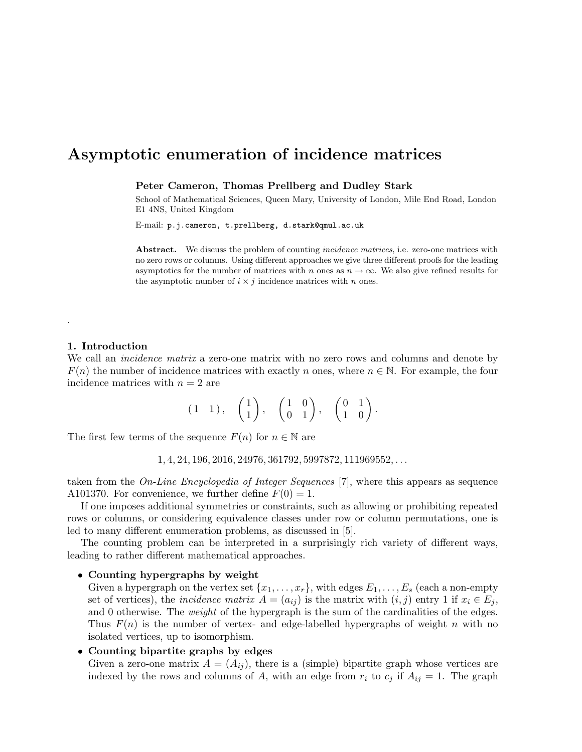# Asymptotic enumeration of incidence matrices

**Peter Cameron, Thomas Prellberg and Dudley Stark**

School of Mathematical Sciences, Queen Mary, University of London, Mile End Road, London E1 4NS, United Kingdom

E-mail: `p.j.cameron, t.prellberg, d.stark@qmul.ac.uk`

**Abstract.** We discuss the problem of counting *incidence matrices*, i.e. zero-one matrices with no zero rows or columns. Using different approaches we give three different proofs for the leading asymptotics for the number of matrices with $n$ ones as $n \to \infty$. We also give refined results for the asymptotic number of $i \times j$ incidence matrices with $n$ ones.

.

## 1. Introduction

We call an *incidence matrix* a zero-one matrix with no zero rows and columns and denote by $F(n)$ the number of incidence matrices with exactly $n$ ones, where $n \in \mathbb{N}$. For example, the four incidence matrices with $n = 2$ are

$$\begin{pmatrix} 1 & 1 \end{pmatrix}, \quad \begin{pmatrix} 1 \\ 1 \end{pmatrix}, \quad \begin{pmatrix} 1 & 0 \\ 0 & 1 \end{pmatrix}, \quad \begin{pmatrix} 0 & 1 \\ 1 & 0 \end{pmatrix}.$$

The first few terms of the sequence $F(n)$ for $n \in \mathbb{N}$ are

$$1, 4, 24, 196, 2016, 24976, 361792, 5997872, 111969552, \ldots$$

taken from the *On-Line Encyclopedia of Integer Sequences* [7], where this appears as sequence A101370. For convenience, we further define $F(0) = 1$.

If one imposes additional symmetries or constraints, such as allowing or prohibiting repeated rows or columns, or considering equivalence classes under row or column permutations, one is led to many different enumeration problems, as discussed in [5].

The counting problem can be interpreted in a surprisingly rich variety of different ways, leading to rather different mathematical approaches.

- **Counting hypergraphs by weight**
  Given a hypergraph on the vertex set $\{x_1, \ldots, x_r\}$, with edges $E_1, \ldots, E_s$ (each a non-empty set of vertices), the *incidence matrix* $A = (a_{ij})$ is the matrix with $(i, j)$ entry 1 if $x_i \in E_j$, and 0 otherwise. The *weight* of the hypergraph is the sum of the cardinalities of the edges. Thus $F(n)$ is the number of vertex- and edge-labelled hypergraphs of weight $n$ with no isolated vertices, up to isomorphism.
- **Counting bipartite graphs by edges**
  Given a zero-one matrix $A = (A_{ij})$, there is a (simple) bipartite graph whose vertices are indexed by the rows and columns of $A$, with an edge from $r_i$ to $c_j$ if $A_{ij} = 1$. The graph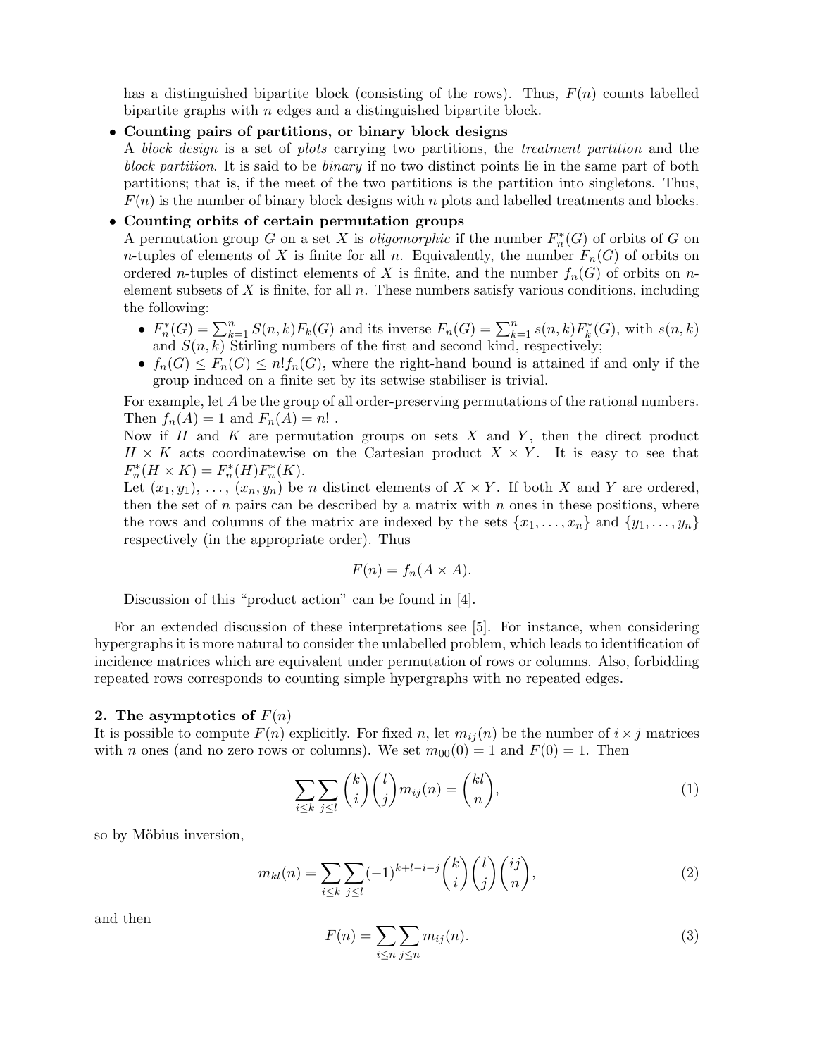has a distinguished bipartite block (consisting of the rows). Thus, $F(n)$ counts labelled bipartite graphs with $n$ edges and a distinguished bipartite block.

- **Counting pairs of partitions, or binary block designs**
  A *block design* is a set of *plots* carrying two partitions, the *treatment partition* and the *block partition*. It is said to be *binary* if no two distinct points lie in the same part of both partitions; that is, if the meet of the two partitions is the partition into singletons. Thus, $F(n)$ is the number of binary block designs with $n$ plots and labelled treatments and blocks.
- **Counting orbits of certain permutation groups**
  A permutation group $G$ on a set $X$ is *oligomorphic* if the number $F_n^*(G)$ of orbits of $G$ on $n$-tuples of elements of $X$ is finite for all $n$. Equivalently, the number $F_n(G)$ of orbits on ordered $n$-tuples of distinct elements of $X$ is finite, and the number $f_n(G)$ of orbits on $n$-element subsets of $X$ is finite, for all $n$. These numbers satisfy various conditions, including the following:
  - $F_n^*(G) = \sum_{k=1}^n S(n,k)F_k(G)$ and its inverse $F_n(G) = \sum_{k=1}^n s(n,k)F_k^*(G)$, with $s(n,k)$ and $S(n,k)$ Stirling numbers of the first and second kind, respectively;
  - $f_n(G) \le F_n(G) \le n! f_n(G)$, where the right-hand bound is attained if and only if the group induced on a finite set by its setwise stabiliser is trivial.

  For example, let $A$ be the group of all order-preserving permutations of the rational numbers. Then $f_n(A) = 1$ and $F_n(A) = n!$ .
  Now if $H$ and $K$ are permutation groups on sets $X$ and $Y$, then the direct product $H \times K$ acts coordinatewise on the Cartesian product $X \times Y$. It is easy to see that $F_n^*(H \times K) = F_n^*(H)F_n^*(K)$.
  Let $(x_1, y_1), \ldots, (x_n, y_n)$ be $n$ distinct elements of $X \times Y$. If both $X$ and $Y$ are ordered, then the set of $n$ pairs can be described by a matrix with $n$ ones in these positions, where the rows and columns of the matrix are indexed by the sets $\{x_1, \ldots, x_n\}$ and $\{y_1, \ldots, y_n\}$ respectively (in the appropriate order). Thus

$$F(n) = f_n(A \times A).$$

  Discussion of this "product action" can be found in [4].

For an extended discussion of these interpretations see [5]. For instance, when considering hypergraphs it is more natural to consider the unlabelled problem, which leads to identification of incidence matrices which are equivalent under permutation of rows or columns. Also, forbidding repeated rows corresponds to counting simple hypergraphs with no repeated edges.

## 2. The asymptotics of $F(n)$

It is possible to compute $F(n)$ explicitly. For fixed $n$, let $m_{ij}(n)$ be the number of $i \times j$ matrices with $n$ ones (and no zero rows or columns). We set $m_{00}(0) = 1$ and $F(0) = 1$. Then

$$\sum_{i \le k} \sum_{j \le l} \binom{k}{i} \binom{l}{j} m_{ij}(n) = \binom{kl}{n}, \tag{1}$$

so by Möbius inversion,

$$m_{kl}(n) = \sum_{i \le k} \sum_{j \le l} (-1)^{k+l-i-j} \binom{k}{i} \binom{l}{j} \binom{ij}{n}, \tag{2}$$

and then

$$F(n) = \sum_{i \le n} \sum_{j \le n} m_{ij}(n). \tag{3}$$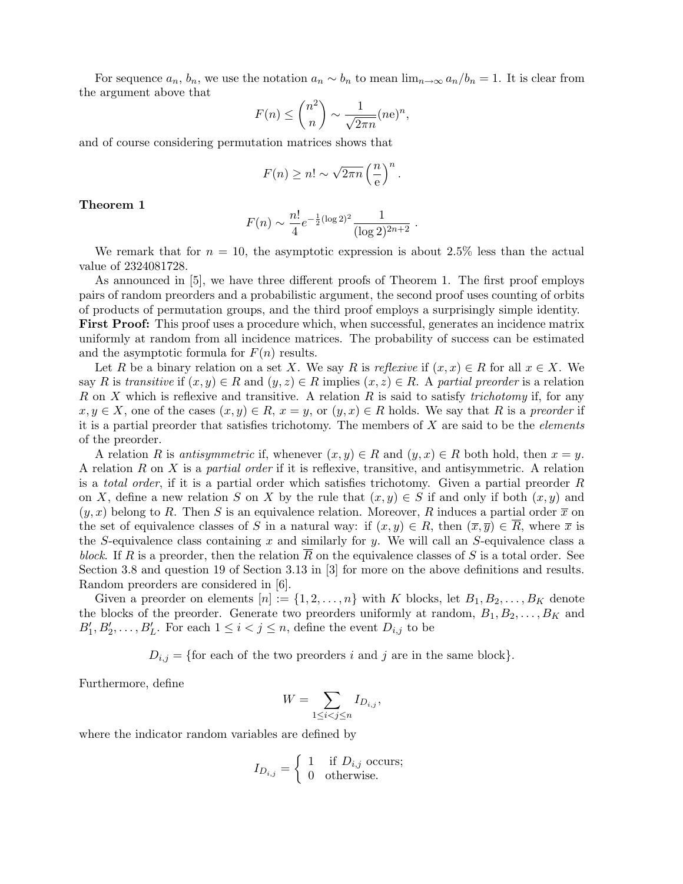For sequence $a_n$, $b_n$, we use the notation $a_n \sim b_n$ to mean $\lim_{n\to\infty} a_n/b_n = 1$. It is clear from the argument above that

$$F(n) \le \binom{n^2}{n} \sim \frac{1}{\sqrt{2\pi n}}(ne)^n,$$

and of course considering permutation matrices shows that

$$F(n) \ge n! \sim \sqrt{2\pi n}\left(\frac{n}{\mathrm{e}}\right)^n.$$

**Theorem 1**

$$F(n) \sim \frac{n!}{4} e^{-\frac{1}{2}(\log 2)^2} \frac{1}{(\log 2)^{2n+2}}\,.$$

We remark that for $n = 10$, the asymptotic expression is about 2.5% less than the actual value of 2324081728.

As announced in [5], we have three different proofs of Theorem 1. The first proof employs pairs of random preorders and a probabilistic argument, the second proof uses counting of orbits of products of permutation groups, and the third proof employs a surprisingly simple identity.

**First Proof:** This proof uses a procedure which, when successful, generates an incidence matrix uniformly at random from all incidence matrices. The probability of success can be estimated and the asymptotic formula for $F(n)$ results.

Let $R$ be a binary relation on a set $X$. We say $R$ is *reflexive* if $(x, x) \in R$ for all $x \in X$. We say $R$ is *transitive* if $(x, y) \in R$ and $(y, z) \in R$ implies $(x, z) \in R$. A *partial preorder* is a relation $R$ on $X$ which is reflexive and transitive. A relation $R$ is said to satisfy *trichotomy* if, for any $x, y \in X$, one of the cases $(x, y) \in R$, $x = y$, or $(y, x) \in R$ holds. We say that $R$ is a *preorder* if it is a partial preorder that satisfies trichotomy. The members of $X$ are said to be the *elements* of the preorder.

A relation $R$ is *antisymmetric* if, whenever $(x, y) \in R$ and $(y, x) \in R$ both hold, then $x = y$. A relation $R$ on $X$ is a *partial order* if it is reflexive, transitive, and antisymmetric. A relation is a *total order*, if it is a partial order which satisfies trichotomy. Given a partial preorder $R$ on $X$, define a new relation $S$ on $X$ by the rule that $(x, y) \in S$ if and only if both $(x, y)$ and $(y, x)$ belong to $R$. Then $S$ is an equivalence relation. Moreover, $R$ induces a partial order $\overline{x}$ on the set of equivalence classes of $S$ in a natural way: if $(x, y) \in R$, then $(\overline{x}, \overline{y}) \in \overline{R}$, where $\overline{x}$ is the $S$-equivalence class containing $x$ and similarly for $y$. We will call an $S$-equivalence class a *block*. If $R$ is a preorder, then the relation $\overline{R}$ on the equivalence classes of $S$ is a total order. See Section 3.8 and question 19 of Section 3.13 in [3] for more on the above definitions and results. Random preorders are considered in [6].

Given a preorder on elements $[n] := \{1, 2, \ldots, n\}$ with $K$ blocks, let $B_1, B_2, \ldots, B_K$ denote the blocks of the preorder. Generate two preorders uniformly at random, $B_1, B_2, \ldots, B_K$ and $B'_1, B'_2, \ldots, B'_L$. For each $1 \le i < j \le n$, define the event $D_{i,j}$ to be

$$D_{i,j} = \{\text{for each of the two preorders } i \text{ and } j \text{ are in the same block}\}.$$

Furthermore, define

$$W = \sum_{1\le i<j\le n} I_{D_{i,j}},$$

where the indicator random variables are defined by

$$I_{D_{i,j}} = \begin{cases} 1 & \text{if } D_{i,j} \text{ occurs;} \\ 0 & \text{otherwise.} \end{cases}$$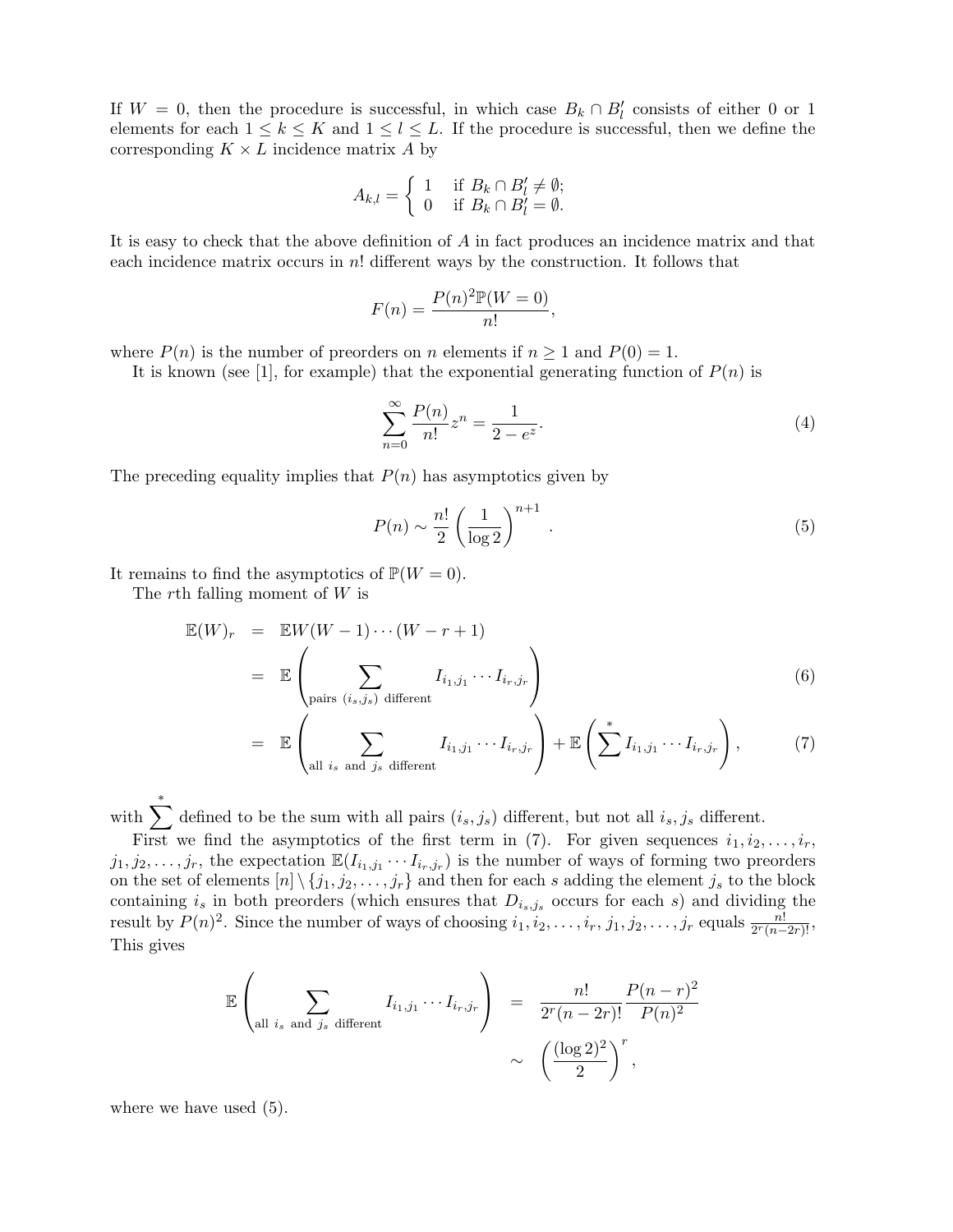If $W = 0$, then the procedure is successful, in which case $B_k \cap B'_l$ consists of either 0 or 1 elements for each $1 \le k \le K$ and $1 \le l \le L$. If the procedure is successful, then we define the corresponding $K \times L$ incidence matrix $A$ by

$$A_{k,l} = \begin{cases} 1 & \text{if } B_k \cap B'_l \neq \emptyset; \\ 0 & \text{if } B_k \cap B'_l = \emptyset. \end{cases}$$

It is easy to check that the above definition of $A$ in fact produces an incidence matrix and that each incidence matrix occurs in $n!$ different ways by the construction. It follows that

$$F(n) = \frac{P(n)^2 \mathbb{P}(W = 0)}{n!},$$

where $P(n)$ is the number of preorders on $n$ elements if $n \ge 1$ and $P(0) = 1$.

It is known (see [1], for example) that the exponential generating function of $P(n)$ is

$$\sum_{n=0}^{\infty} \frac{P(n)}{n!} z^n = \frac{1}{2 - e^z}. \tag{4}$$

The preceding equality implies that $P(n)$ has asymptotics given by

$$P(n) \sim \frac{n!}{2} \left( \frac{1}{\log 2} \right)^{n+1}. \tag{5}$$

It remains to find the asymptotics of $\mathbb{P}(W = 0)$.

The $r$th falling moment of $W$ is

$$\begin{aligned}
\mathbb{E}(W)_r &= \mathbb{E} W (W-1) \cdots (W - r + 1) \\
&= \mathbb{E} \left( \sum_{\text{pairs } (i_s, j_s) \text{ different}} I_{i_1,j_1} \cdots I_{i_r,j_r} \right) \qquad (6) \\
&= \mathbb{E} \left( \sum_{\text{all } i_s \text{ and } j_s \text{ different}} I_{i_1,j_1} \cdots I_{i_r,j_r} \right) + \mathbb{E} \left( \sum^{*} I_{i_1,j_1} \cdots I_{i_r,j_r} \right), \qquad (7)
\end{aligned}$$

with $\sum^{*}$ defined to be the sum with all pairs $(i_s, j_s)$ different, but not all $i_s, j_s$ different.

First we find the asymptotics of the first term in (7). For given sequences $i_1, i_2, \ldots, i_r$, $j_1, j_2, \ldots, j_r$, the expectation $\mathbb{E}(I_{i_1,j_1} \cdots I_{i_r,j_r})$ is the number of ways of forming two preorders on the set of elements $[n] \setminus \{j_1, j_2, \ldots, j_r\}$ and then for each $s$ adding the element $j_s$ to the block containing $i_s$ in both preorders (which ensures that $D_{i_s,j_s}$ occurs for each $s$) and dividing the result by $P(n)^2$. Since the number of ways of choosing $i_1, i_2, \ldots, i_r$, $j_1, j_2, \ldots, j_r$ equals $\frac{n!}{2^r (n-2r)!}$, This gives

$$\begin{aligned}
\mathbb{E} \left( \sum_{\text{all } i_s \text{ and } j_s \text{ different}} I_{i_1,j_1} \cdots I_{i_r,j_r} \right) &= \frac{n!}{2^r (n-2r)!} \frac{P(n-r)^2}{P(n)^2} \\
&\sim \left( \frac{(\log 2)^2}{2} \right)^r,
\end{aligned}$$

where we have used (5).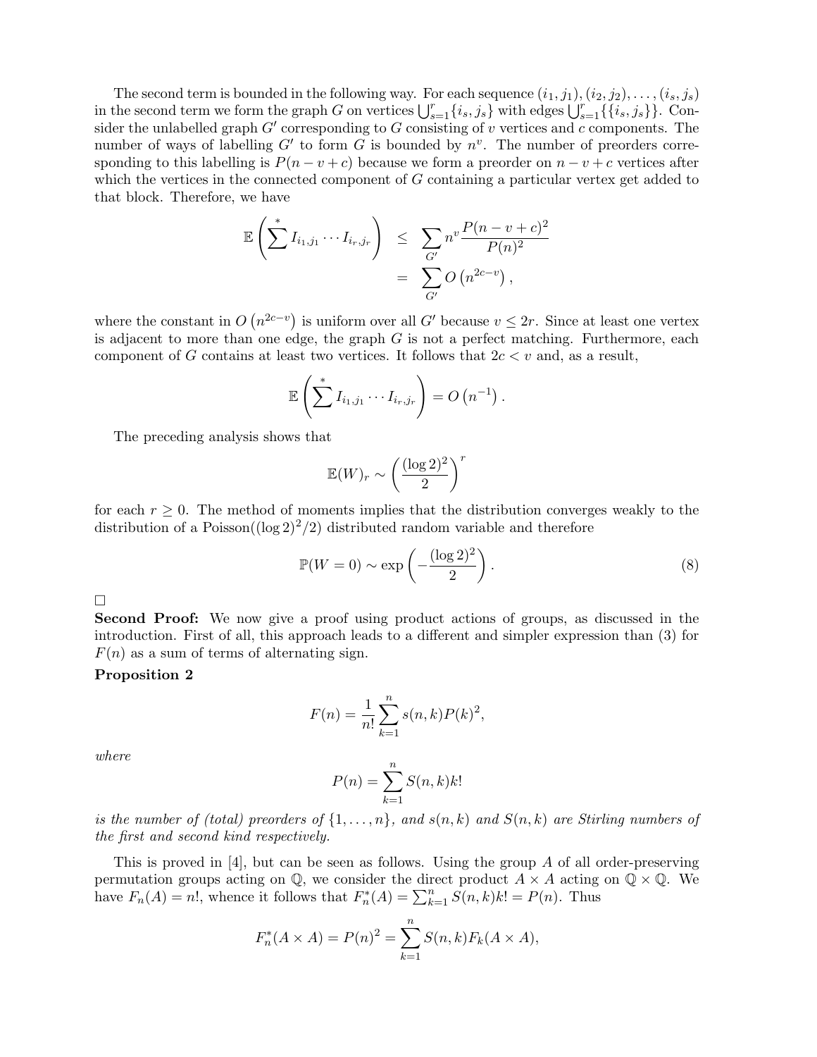The second term is bounded in the following way. For each sequence $(i_1, j_1), (i_2, j_2), \ldots, (i_s, j_s)$ in the second term we form the graph $G$ on vertices $\bigcup_{s=1}^{r}\{i_s, j_s\}$ with edges $\bigcup_{s=1}^{r}\{\{i_s, j_s\}\}$. Consider the unlabelled graph $G'$ corresponding to $G$ consisting of $v$ vertices and $c$ components. The number of ways of labelling $G'$ to form $G$ is bounded by $n^v$. The number of preorders corresponding to this labelling is $P(n - v + c)$ because we form a preorder on $n - v + c$ vertices after which the vertices in the connected component of $G$ containing a particular vertex get added to that block. Therefore, we have

$$
\begin{aligned}
\mathbb{E}\left(\sum^{*} I_{i_1,j_1} \cdots I_{i_r,j_r}\right) &\leq \sum_{G'} n^v \frac{P(n-v+c)^2}{P(n)^2} \\
&= \sum_{G'} O\left(n^{2c-v}\right),
\end{aligned}
$$

where the constant in $O\left(n^{2c-v}\right)$ is uniform over all $G'$ because $v \leq 2r$. Since at least one vertex is adjacent to more than one edge, the graph $G$ is not a perfect matching. Furthermore, each component of $G$ contains at least two vertices. It follows that $2c < v$ and, as a result,

$$
\mathbb{E}\left(\sum^{*} I_{i_1,j_1} \cdots I_{i_r,j_r}\right) = O\left(n^{-1}\right).
$$

The preceding analysis shows that

$$
\mathbb{E}(W)_r \sim \left(\frac{(\log 2)^2}{2}\right)^r
$$

for each $r \geq 0$. The method of moments implies that the distribution converges weakly to the distribution of a Poisson$((\log 2)^2/2)$ distributed random variable and therefore

$$
\mathbb{P}(W = 0) \sim \exp\left(-\frac{(\log 2)^2}{2}\right). \tag{8}
$$

□

**Second Proof:** We now give a proof using product actions of groups, as discussed in the introduction. First of all, this approach leads to a different and simpler expression than (3) for $F(n)$ as a sum of terms of alternating sign.

**Proposition 2**

$$
F(n) = \frac{1}{n!}\sum_{k=1}^{n} s(n,k)P(k)^2,
$$

*where*

$$
P(n) = \sum_{k=1}^{n} S(n,k)k!
$$

*is the number of (total) preorders of $\{1, \ldots, n\}$, and $s(n,k)$ and $S(n,k)$ are Stirling numbers of the first and second kind respectively.*

This is proved in [4], but can be seen as follows. Using the group $A$ of all order-preserving permutation groups acting on $\mathbb{Q}$, we consider the direct product $A \times A$ acting on $\mathbb{Q} \times \mathbb{Q}$. We have $F_n(A) = n!$, whence it follows that $F_n^*(A) = \sum_{k=1}^{n} S(n,k)k! = P(n)$. Thus

$$
F_n^*(A \times A) = P(n)^2 = \sum_{k=1}^{n} S(n,k)F_k(A \times A),
$$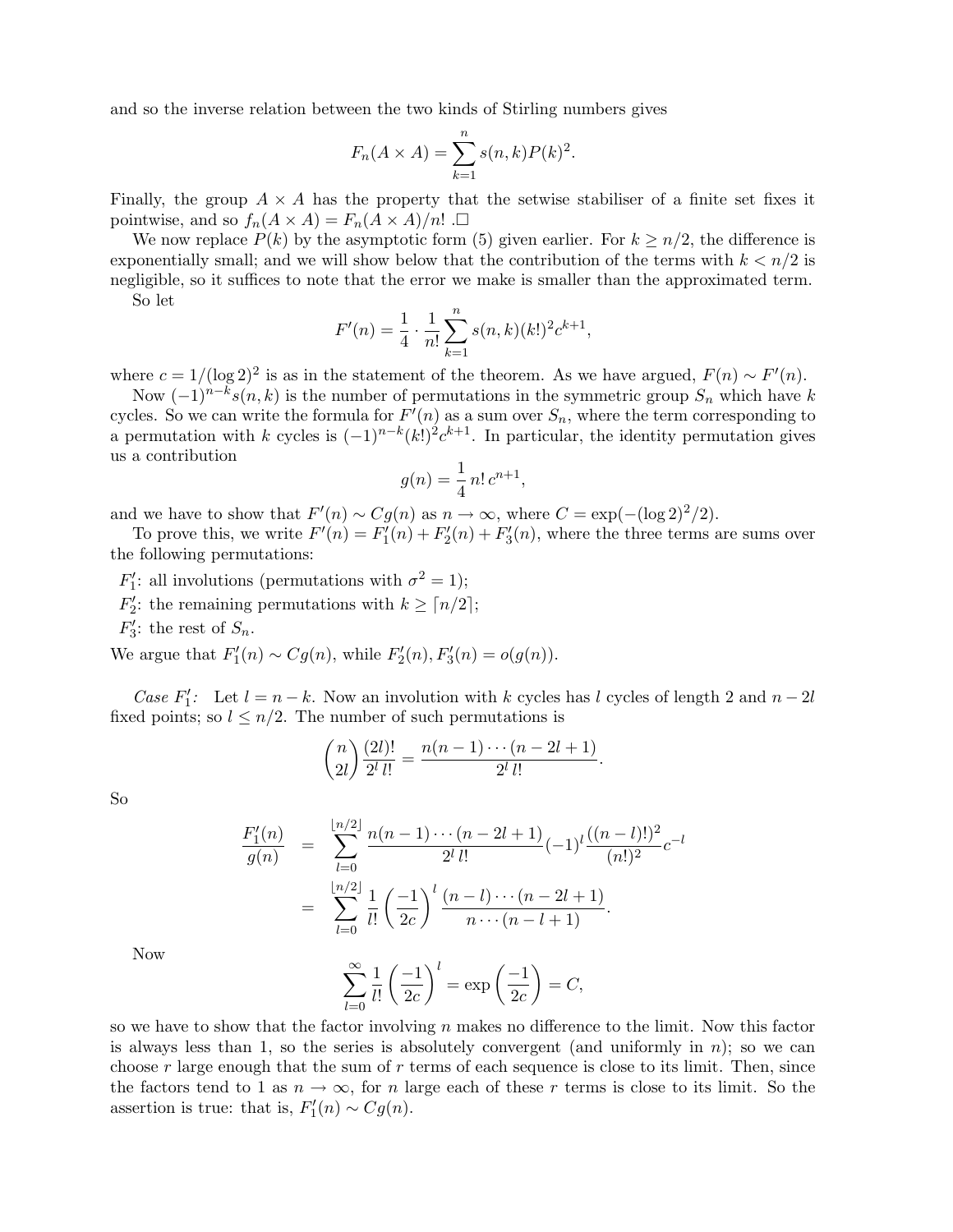and so the inverse relation between the two kinds of Stirling numbers gives

$$F_n(A \times A) = \sum_{k=1}^{n} s(n,k) P(k)^2.$$

Finally, the group $A \times A$ has the property that the setwise stabiliser of a finite set fixes it pointwise, and so $f_n(A \times A) = F_n(A \times A)/n!$ .□

We now replace $P(k)$ by the asymptotic form (5) given earlier. For $k \geq n/2$, the difference is exponentially small; and we will show below that the contribution of the terms with $k < n/2$ is negligible, so it suffices to note that the error we make is smaller than the approximated term.

So let

$$F'(n) = \frac{1}{4} \cdot \frac{1}{n!} \sum_{k=1}^{n} s(n,k)(k!)^2 c^{k+1},$$

where $c = 1/(\log 2)^2$ is as in the statement of the theorem. As we have argued, $F(n) \sim F'(n)$.

Now $(-1)^{n-k} s(n,k)$ is the number of permutations in the symmetric group $S_n$ which have $k$ cycles. So we can write the formula for $F'(n)$ as a sum over $S_n$, where the term corresponding to a permutation with $k$ cycles is $(-1)^{n-k}(k!)^2 c^{k+1}$. In particular, the identity permutation gives us a contribution

$$g(n) = \frac{1}{4}\, n!\, c^{n+1},$$

and we have to show that $F'(n) \sim C g(n)$ as $n \to \infty$, where $C = \exp(-(\log 2)^2/2)$.

To prove this, we write $F'(n) = F'_1(n) + F'_2(n) + F'_3(n)$, where the three terms are sums over the following permutations:

$F'_1$: all involutions (permutations with $\sigma^2 = 1$);
$F'_2$: the remaining permutations with $k \geq \lceil n/2 \rceil$;
$F'_3$: the rest of $S_n$.

We argue that $F'_1(n) \sim C g(n)$, while $F'_2(n), F'_3(n) = o(g(n))$.

*Case $F'_1$:* Let $l = n - k$. Now an involution with $k$ cycles has $l$ cycles of length 2 and $n - 2l$ fixed points; so $l \leq n/2$. The number of such permutations is

$$\binom{n}{2l} \frac{(2l)!}{2^l\, l!} = \frac{n(n-1)\cdots(n-2l+1)}{2^l\, l!}.$$

So

$$\begin{aligned}
\frac{F'_1(n)}{g(n)} &= \sum_{l=0}^{\lfloor n/2 \rfloor} \frac{n(n-1)\cdots(n-2l+1)}{2^l\, l!} (-1)^l \frac{((n-l)!)^2}{(n!)^2} c^{-l} \\
&= \sum_{l=0}^{\lfloor n/2 \rfloor} \frac{1}{l!} \left(\frac{-1}{2c}\right)^l \frac{(n-l)\cdots(n-2l+1)}{n \cdots (n-l+1)}.
\end{aligned}$$

Now

$$\sum_{l=0}^{\infty} \frac{1}{l!} \left(\frac{-1}{2c}\right)^l = \exp\left(\frac{-1}{2c}\right) = C,$$

so we have to show that the factor involving $n$ makes no difference to the limit. Now this factor is always less than 1, so the series is absolutely convergent (and uniformly in $n$); so we can choose $r$ large enough that the sum of $r$ terms of each sequence is close to its limit. Then, since the factors tend to 1 as $n \to \infty$, for $n$ large each of these $r$ terms is close to its limit. So the assertion is true: that is, $F'_1(n) \sim C g(n)$.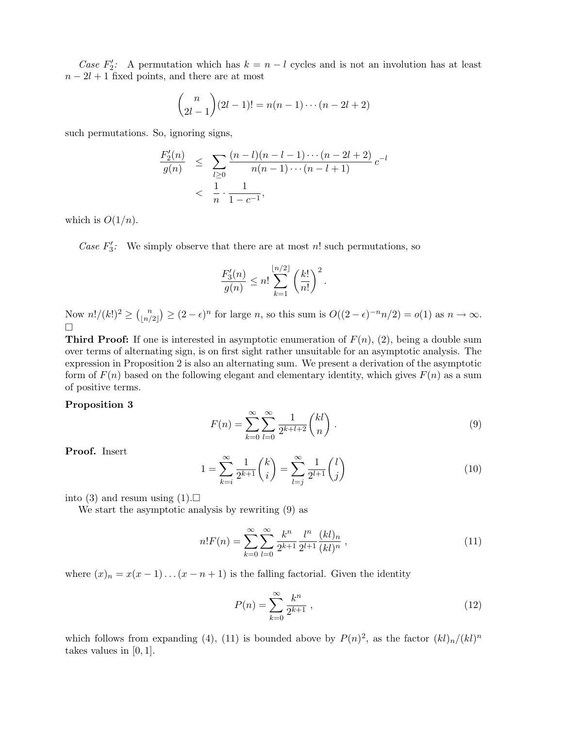*Case $F_2'$:* A permutation which has $k = n - l$ cycles and is not an involution has at least $n - 2l + 1$ fixed points, and there are at most

$$\binom{n}{2l-1}(2l-1)! = n(n-1)\cdots(n-2l+2)$$

such permutations. So, ignoring signs,

$$\begin{aligned}\frac{F_2'(n)}{g(n)} &\leq \sum_{l\geq 0} \frac{(n-l)(n-l-1)\cdots(n-2l+2)}{n(n-1)\cdots(n-l+1)}\, c^{-l} \\ &< \frac{1}{n}\cdot\frac{1}{1-c^{-1}},\end{aligned}$$

which is $O(1/n)$.

*Case $F_3'$:* We simply observe that there are at most $n!$ such permutations, so

$$\frac{F_3'(n)}{g(n)} \leq n! \sum_{k=1}^{\lfloor n/2 \rfloor} \left(\frac{k!}{n!}\right)^2 .$$

Now $n!/(k!)^2 \geq \binom{n}{\lfloor n/2 \rfloor} \geq (2-\epsilon)^n$ for large $n$, so this sum is $O((2-\epsilon)^{-n} n/2) = o(1)$ as $n \to \infty$. □

**Third Proof:** If one is interested in asymptotic enumeration of $F(n)$, (2), being a double sum over terms of alternating sign, is on first sight rather unsuitable for an asymptotic analysis. The expression in Proposition 2 is also an alternating sum. We present a derivation of the asymptotic form of $F(n)$ based on the following elegant and elementary identity, which gives $F(n)$ as a sum of positive terms.

**Proposition 3**

$$F(n) = \sum_{k=0}^{\infty}\sum_{l=0}^{\infty} \frac{1}{2^{k+l+2}}\binom{kl}{n} . \tag{9}$$

**Proof.** Insert

$$1 = \sum_{k=i}^{\infty} \frac{1}{2^{k+1}}\binom{k}{i} = \sum_{l=j}^{\infty} \frac{1}{2^{l+1}}\binom{l}{j} \tag{10}$$

into (3) and resum using (1).□

We start the asymptotic analysis by rewriting (9) as

$$n!F(n) = \sum_{k=0}^{\infty}\sum_{l=0}^{\infty} \frac{k^n}{2^{k+1}}\,\frac{l^n}{2^{l+1}}\,\frac{(kl)_n}{(kl)^n} , \tag{11}$$

where $(x)_n = x(x-1)\dots(x-n+1)$ is the falling factorial. Given the identity

$$P(n) = \sum_{k=0}^{\infty} \frac{k^n}{2^{k+1}} , \tag{12}$$

which follows from expanding (4), (11) is bounded above by $P(n)^2$, as the factor $(kl)_n/(kl)^n$ takes values in $[0, 1]$.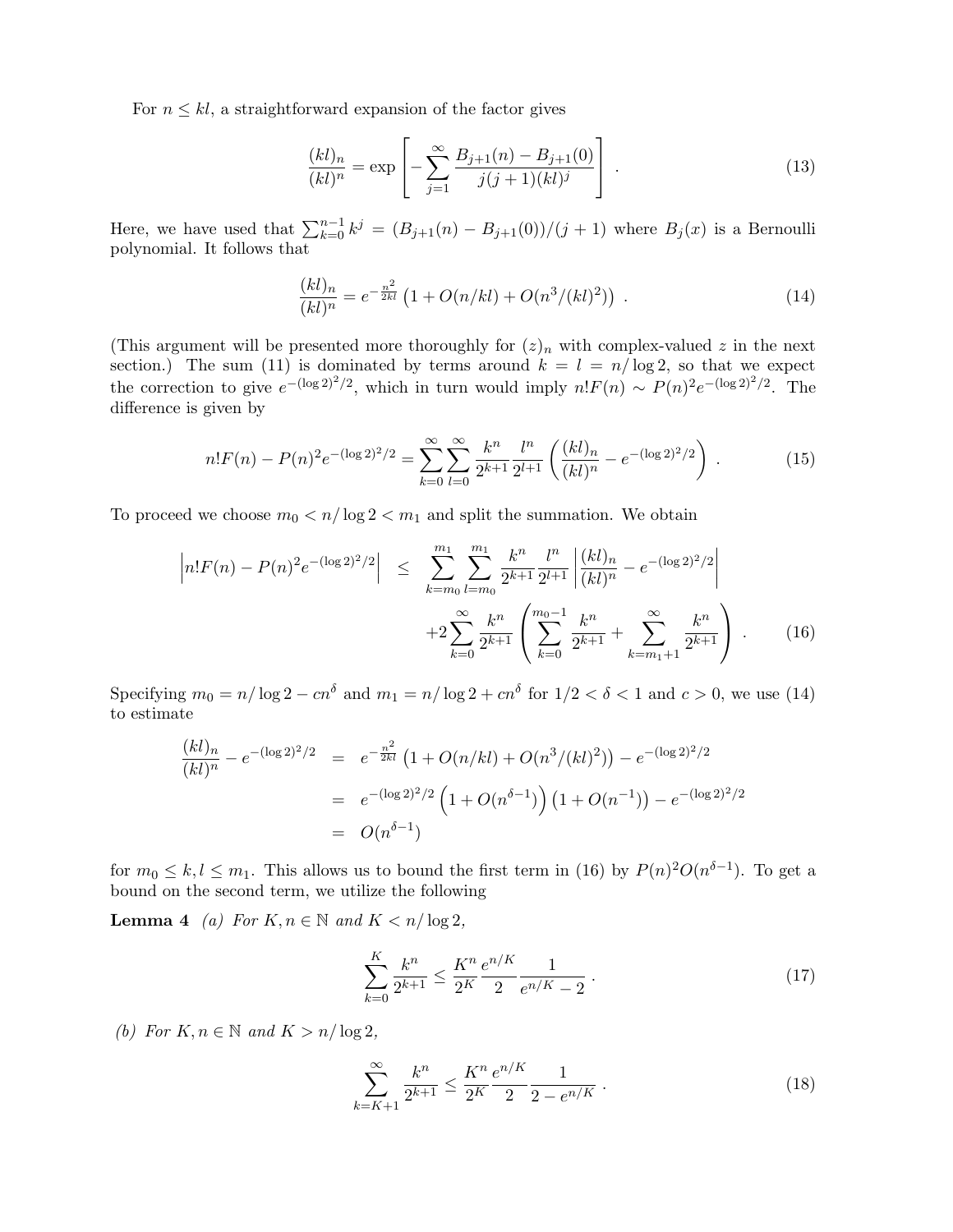For $n \le kl$, a straightforward expansion of the factor gives

$$\frac{(kl)_n}{(kl)^n} = \exp\left[-\sum_{j=1}^{\infty} \frac{B_{j+1}(n) - B_{j+1}(0)}{j(j+1)(kl)^j}\right] . \tag{13}$$

Here, we have used that $\sum_{k=0}^{n-1} k^j = (B_{j+1}(n) - B_{j+1}(0))/(j+1)$ where $B_j(x)$ is a Bernoulli polynomial. It follows that

$$\frac{(kl)_n}{(kl)^n} = e^{-\frac{n^2}{2kl}}\left(1 + O(n/kl) + O(n^3/(kl)^2)\right) . \tag{14}$$

(This argument will be presented more thoroughly for $(z)_n$ with complex-valued $z$ in the next section.) The sum (11) is dominated by terms around $k = l = n/\log 2$, so that we expect the correction to give $e^{-(\log 2)^2/2}$, which in turn would imply $n!F(n) \sim P(n)^2 e^{-(\log 2)^2/2}$. The difference is given by

$$n!F(n) - P(n)^2 e^{-(\log 2)^2/2} = \sum_{k=0}^{\infty}\sum_{l=0}^{\infty} \frac{k^n}{2^{k+1}}\frac{l^n}{2^{l+1}}\left(\frac{(kl)_n}{(kl)^n} - e^{-(\log 2)^2/2}\right) . \tag{15}$$

To proceed we choose $m_0 < n/\log 2 < m_1$ and split the summation. We obtain

$$\begin{aligned}\left|n!F(n) - P(n)^2 e^{-(\log 2)^2/2}\right| \quad &\le \quad \sum_{k=m_0}^{m_1}\sum_{l=m_0}^{m_1} \frac{k^n}{2^{k+1}}\frac{l^n}{2^{l+1}}\left|\frac{(kl)_n}{(kl)^n} - e^{-(\log 2)^2/2}\right| \\ &\quad + 2\sum_{k=0}^{\infty}\frac{k^n}{2^{k+1}}\left(\sum_{k=0}^{m_0-1}\frac{k^n}{2^{k+1}} + \sum_{k=m_1+1}^{\infty}\frac{k^n}{2^{k+1}}\right) . \end{aligned} \tag{16}$$

Specifying $m_0 = n/\log 2 - cn^\delta$ and $m_1 = n/\log 2 + cn^\delta$ for $1/2 < \delta < 1$ and $c > 0$, we use (14) to estimate

$$\begin{aligned}\frac{(kl)_n}{(kl)^n} - e^{-(\log 2)^2/2} \quad &= \quad e^{-\frac{n^2}{2kl}}\left(1 + O(n/kl) + O(n^3/(kl)^2)\right) - e^{-(\log 2)^2/2} \\ &= \quad e^{-(\log 2)^2/2}\left(1 + O(n^{\delta-1})\right)\left(1 + O(n^{-1})\right) - e^{-(\log 2)^2/2} \\ &= \quad O(n^{\delta-1})\end{aligned}$$

for $m_0 \le k, l \le m_1$. This allows us to bound the first term in (16) by $P(n)^2 O(n^{\delta-1})$. To get a bound on the second term, we utilize the following

**Lemma 4** *(a) For $K, n \in \mathbb{N}$ and $K < n/\log 2$,*

$$\sum_{k=0}^{K}\frac{k^n}{2^{k+1}} \le \frac{K^n}{2^K}\frac{e^{n/K}}{2}\frac{1}{e^{n/K} - 2} . \tag{17}$$

*(b) For $K, n \in \mathbb{N}$ and $K > n/\log 2$,*

$$\sum_{k=K+1}^{\infty}\frac{k^n}{2^{k+1}} \le \frac{K^n}{2^K}\frac{e^{n/K}}{2}\frac{1}{2 - e^{n/K}} . \tag{18}$$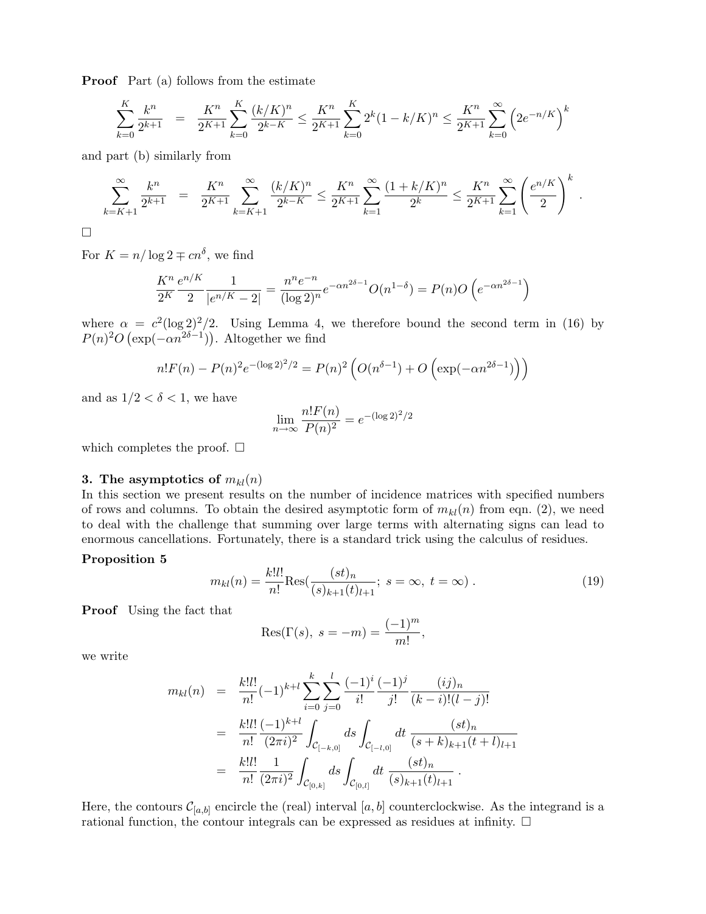**Proof** Part (a) follows from the estimate

$$\sum_{k=0}^{K} \frac{k^n}{2^{k+1}} = \frac{K^n}{2^{K+1}} \sum_{k=0}^{K} \frac{(k/K)^n}{2^{k-K}} \leq \frac{K^n}{2^{K+1}} \sum_{k=0}^{K} 2^k (1-k/K)^n \leq \frac{K^n}{2^{K+1}} \sum_{k=0}^{\infty} \left(2e^{-n/K}\right)^k$$

and part (b) similarly from

$$\sum_{k=K+1}^{\infty} \frac{k^n}{2^{k+1}} = \frac{K^n}{2^{K+1}} \sum_{k=K+1}^{\infty} \frac{(k/K)^n}{2^{k-K}} \leq \frac{K^n}{2^{K+1}} \sum_{k=1}^{\infty} \frac{(1+k/K)^n}{2^k} \leq \frac{K^n}{2^{K+1}} \sum_{k=1}^{\infty} \left(\frac{e^{n/K}}{2}\right)^k .$$

□

For $K = n/\log 2 \mp cn^\delta$, we find

$$\frac{K^n}{2^K} \frac{e^{n/K}}{2} \frac{1}{|e^{n/K}-2|} = \frac{n^n e^{-n}}{(\log 2)^n} e^{-\alpha n^{2\delta-1}} O(n^{1-\delta}) = P(n) O\left(e^{-\alpha n^{2\delta-1}}\right)$$

where $\alpha = c^2(\log 2)^2/2$. Using Lemma 4, we therefore bound the second term in (16) by $P(n)^2 O\left(\exp(-\alpha n^{2\delta-1})\right)$. Altogether we find

$$n!F(n) - P(n)^2 e^{-(\log 2)^2/2} = P(n)^2 \left(O(n^{\delta-1}) + O\left(\exp(-\alpha n^{2\delta-1})\right)\right)$$

and as $1/2 < \delta < 1$, we have

$$\lim_{n\to\infty} \frac{n!F(n)}{P(n)^2} = e^{-(\log 2)^2/2}$$

which completes the proof. □

### 3. The asymptotics of $m_{kl}(n)$

In this section we present results on the number of incidence matrices with specified numbers of rows and columns. To obtain the desired asymptotic form of $m_{kl}(n)$ from eqn. (2), we need to deal with the challenge that summing over large terms with alternating signs can lead to enormous cancellations. Fortunately, there is a standard trick using the calculus of residues.

**Proposition 5**

$$m_{kl}(n) = \frac{k!l!}{n!} \mathrm{Res}\left(\frac{(st)_n}{(s)_{k+1}(t)_{l+1}};\ s=\infty,\ t=\infty\right) . \tag{19}$$

**Proof** Using the fact that

$$\mathrm{Res}(\Gamma(s),\ s=-m) = \frac{(-1)^m}{m!},$$

we write

$$\begin{aligned}
m_{kl}(n) &= \frac{k!l!}{n!}(-1)^{k+l} \sum_{i=0}^{k}\sum_{j=0}^{l} \frac{(-1)^i}{i!}\frac{(-1)^j}{j!}\frac{(ij)_n}{(k-i)!(l-j)!} \\
&= \frac{k!l!}{n!}\frac{(-1)^{k+l}}{(2\pi i)^2} \int_{\mathcal{C}_{[-k,0]}} ds \int_{\mathcal{C}_{[-l,0]}} dt\ \frac{(st)_n}{(s+k)_{k+1}(t+l)_{l+1}} \\
&= \frac{k!l!}{n!}\frac{1}{(2\pi i)^2} \int_{\mathcal{C}_{[0,k]}} ds \int_{\mathcal{C}_{[0,l]}} dt\ \frac{(st)_n}{(s)_{k+1}(t)_{l+1}} .
\end{aligned}$$

Here, the contours $\mathcal{C}_{[a,b]}$ encircle the (real) interval $[a,b]$ counterclockwise. As the integrand is a rational function, the contour integrals can be expressed as residues at infinity. □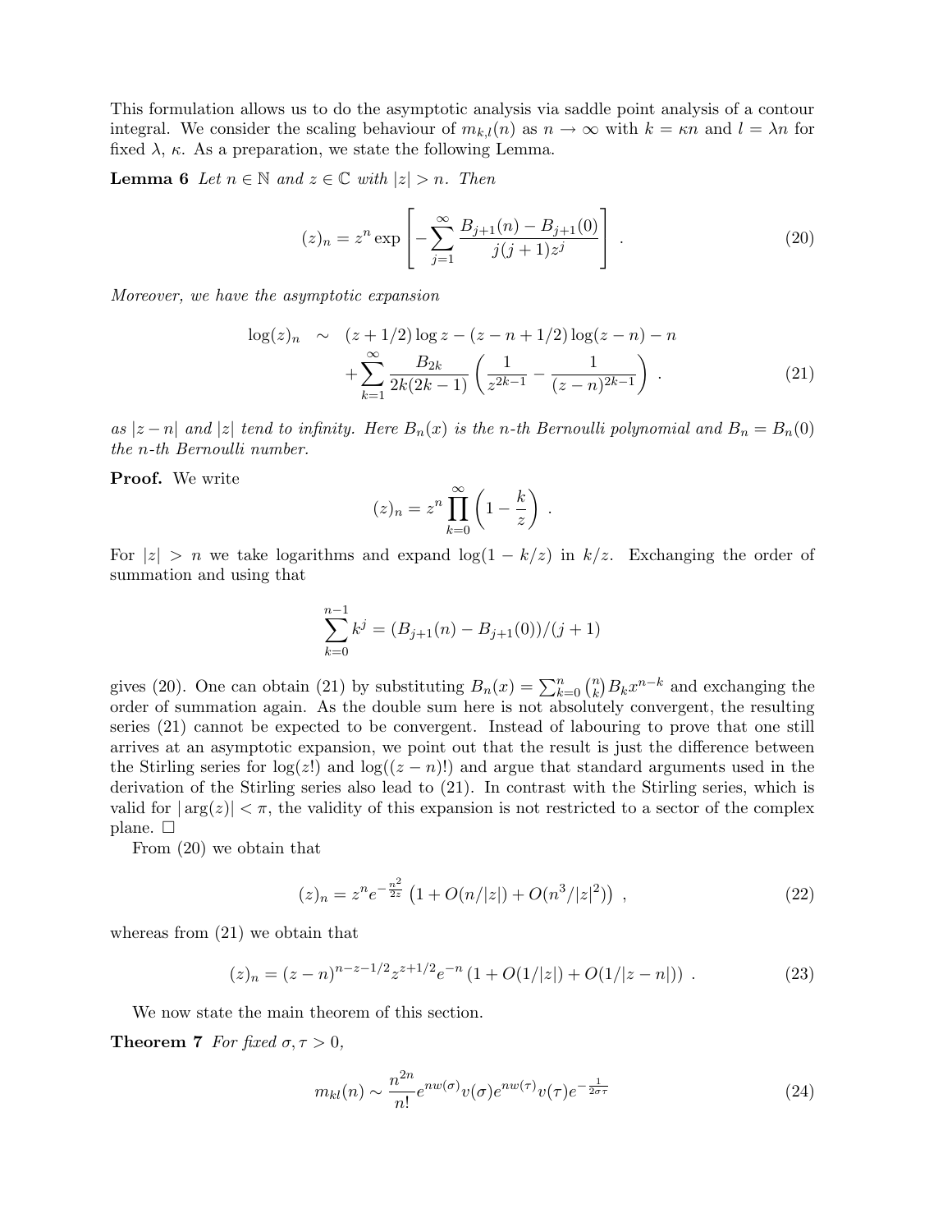This formulation allows us to do the asymptotic analysis via saddle point analysis of a contour integral. We consider the scaling behaviour of $m_{k,l}(n)$ as $n \to \infty$ with $k = \kappa n$ and $l = \lambda n$ for fixed $\lambda$, $\kappa$. As a preparation, we state the following Lemma.

**Lemma 6** *Let $n \in \mathbb{N}$ and $z \in \mathbb{C}$ with $|z| > n$. Then*

$$(z)_n = z^n \exp\left[ -\sum_{j=1}^{\infty} \frac{B_{j+1}(n) - B_{j+1}(0)}{j(j+1)z^j} \right] . \tag{20}$$

*Moreover, we have the asymptotic expansion*

$$\begin{aligned} \log(z)_n \;\sim\; & (z + 1/2)\log z - (z - n + 1/2)\log(z - n) - n \\ & + \sum_{k=1}^{\infty} \frac{B_{2k}}{2k(2k-1)} \left( \frac{1}{z^{2k-1}} - \frac{1}{(z-n)^{2k-1}} \right) . \end{aligned} \tag{21}$$

*as $|z - n|$ and $|z|$ tend to infinity. Here $B_n(x)$ is the $n$-th Bernoulli polynomial and $B_n = B_n(0)$ the $n$-th Bernoulli number.*

**Proof.** We write

$$(z)_n = z^n \prod_{k=0}^{\infty} \left( 1 - \frac{k}{z} \right) .$$

For $|z| > n$ we take logarithms and expand $\log(1 - k/z)$ in $k/z$. Exchanging the order of summation and using that

$$\sum_{k=0}^{n-1} k^j = (B_{j+1}(n) - B_{j+1}(0))/(j+1)$$

gives (20). One can obtain (21) by substituting $B_n(x) = \sum_{k=0}^{n} \binom{n}{k} B_k x^{n-k}$ and exchanging the order of summation again. As the double sum here is not absolutely convergent, the resulting series (21) cannot be expected to be convergent. Instead of labouring to prove that one still arrives at an asymptotic expansion, we point out that the result is just the difference between the Stirling series for $\log(z!)$ and $\log((z-n)!)$ and argue that standard arguments used in the derivation of the Stirling series also lead to (21). In contrast with the Stirling series, which is valid for $|\arg(z)| < \pi$, the validity of this expansion is not restricted to a sector of the complex plane. $\square$

From (20) we obtain that

$$(z)_n = z^n e^{-\frac{n^2}{2z}} \left( 1 + O(n/|z|) + O(n^3/|z|^2) \right) , \tag{22}$$

whereas from (21) we obtain that

$$(z)_n = (z-n)^{n-z-1/2} z^{z+1/2} e^{-n} \left( 1 + O(1/|z|) + O(1/|z-n|) \right) . \tag{23}$$

We now state the main theorem of this section.

**Theorem 7** *For fixed $\sigma, \tau > 0$,*

$$m_{kl}(n) \sim \frac{n^{2n}}{n!} e^{nw(\sigma)} v(\sigma) e^{nw(\tau)} v(\tau) e^{-\frac{1}{2\sigma\tau}} \tag{24}$$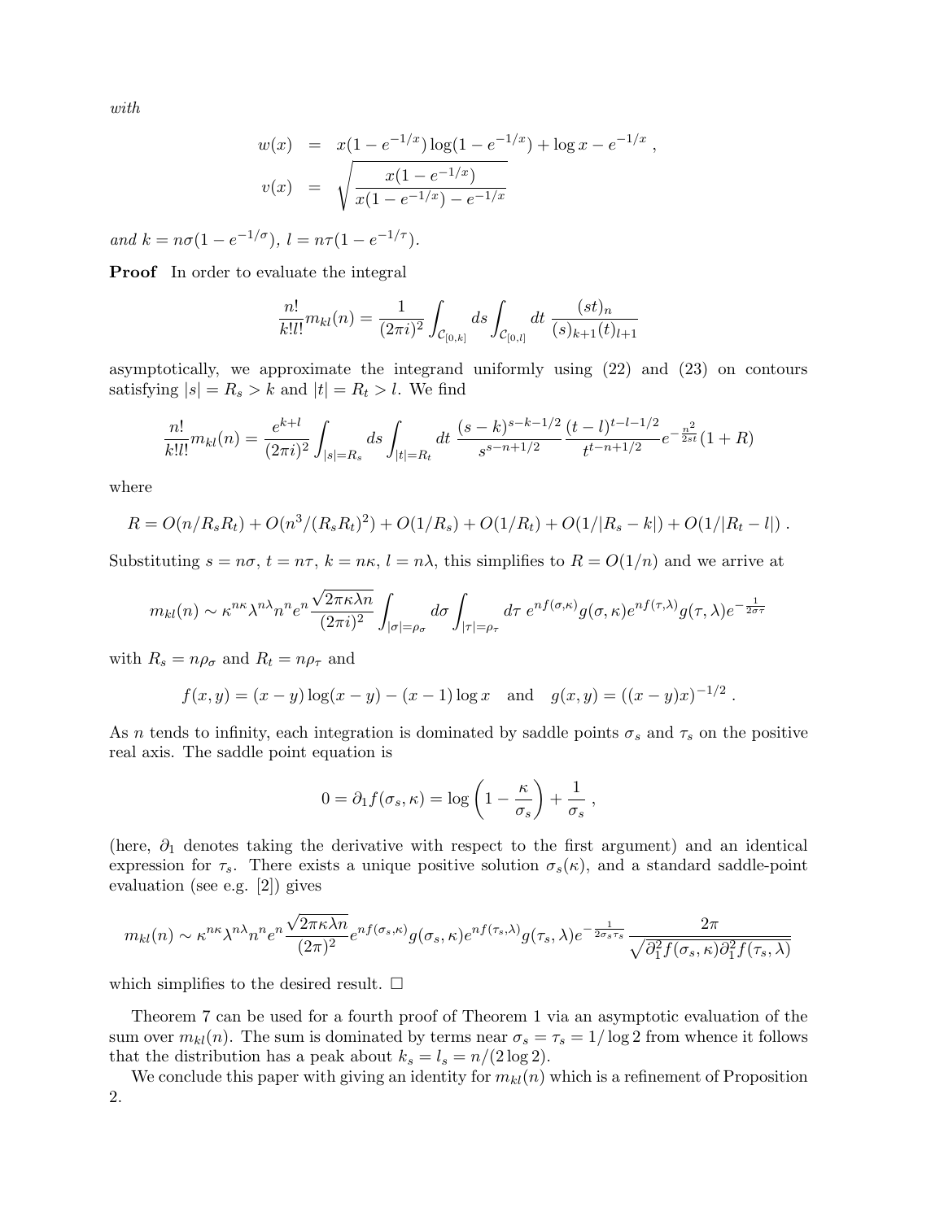*with*

$$
\begin{aligned}
w(x) &= x(1-e^{-1/x})\log(1-e^{-1/x}) + \log x - e^{-1/x} \ , \\
v(x) &= \sqrt{\frac{x(1-e^{-1/x})}{x(1-e^{-1/x}) - e^{-1/x}}}
\end{aligned}
$$

*and* $k = n\sigma(1-e^{-1/\sigma})$, $l = n\tau(1-e^{-1/\tau})$.

**Proof** In order to evaluate the integral

$$
\frac{n!}{k!l!} m_{kl}(n) = \frac{1}{(2\pi i)^2} \int_{\mathcal{C}_{[0,k]}} ds \int_{\mathcal{C}_{[0,l]}} dt \ \frac{(st)_n}{(s)_{k+1}(t)_{l+1}}
$$

asymptotically, we approximate the integrand uniformly using (22) and (23) on contours satisfying $|s| = R_s > k$ and $|t| = R_t > l$. We find

$$
\frac{n!}{k!l!} m_{kl}(n) = \frac{e^{k+l}}{(2\pi i)^2} \int_{|s|=R_s} ds \int_{|t|=R_t} dt \ \frac{(s-k)^{s-k-1/2}}{s^{s-n+1/2}} \frac{(t-l)^{t-l-1/2}}{t^{t-n+1/2}} e^{-\frac{n^2}{2st}}(1+R)
$$

where

$$
R = O(n/R_sR_t) + O(n^3/(R_sR_t)^2) + O(1/R_s) + O(1/R_t) + O(1/|R_s-k|) + O(1/|R_t-l|) \ .
$$

Substituting $s = n\sigma$, $t = n\tau$, $k = n\kappa$, $l = n\lambda$, this simplifies to $R = O(1/n)$ and we arrive at

$$
m_{kl}(n) \sim \kappa^{n\kappa}\lambda^{n\lambda}n^n e^n \frac{\sqrt{2\pi\kappa\lambda n}}{(2\pi i)^2} \int_{|\sigma|=\rho_\sigma} d\sigma \int_{|\tau|=\rho_\tau} d\tau \ e^{nf(\sigma,\kappa)} g(\sigma,\kappa) e^{nf(\tau,\lambda)} g(\tau,\lambda) e^{-\frac{1}{2\sigma\tau}}
$$

with $R_s = n\rho_\sigma$ and $R_t = n\rho_\tau$ and

$$
f(x,y) = (x-y)\log(x-y) - (x-1)\log x \quad \text{and} \quad g(x,y) = ((x-y)x)^{-1/2} \ .
$$

As $n$ tends to infinity, each integration is dominated by saddle points $\sigma_s$ and $\tau_s$ on the positive real axis. The saddle point equation is

$$
0 = \partial_1 f(\sigma_s,\kappa) = \log\left(1 - \frac{\kappa}{\sigma_s}\right) + \frac{1}{\sigma_s} \ ,
$$

(here, $\partial_1$ denotes taking the derivative with respect to the first argument) and an identical expression for $\tau_s$. There exists a unique positive solution $\sigma_s(\kappa)$, and a standard saddle-point evaluation (see e.g. [2]) gives

$$
m_{kl}(n) \sim \kappa^{n\kappa}\lambda^{n\lambda}n^n e^n \frac{\sqrt{2\pi\kappa\lambda n}}{(2\pi)^2} e^{nf(\sigma_s,\kappa)} g(\sigma_s,\kappa) e^{nf(\tau_s,\lambda)} g(\tau_s,\lambda) e^{-\frac{1}{2\sigma_s\tau_s}} \frac{2\pi}{\sqrt{\partial_1^2 f(\sigma_s,\kappa)\partial_1^2 f(\tau_s,\lambda)}}
$$

which simplifies to the desired result. □

Theorem 7 can be used for a fourth proof of Theorem 1 via an asymptotic evaluation of the sum over $m_{kl}(n)$. The sum is dominated by terms near $\sigma_s = \tau_s = 1/\log 2$ from whence it follows that the distribution has a peak about $k_s = l_s = n/(2\log 2)$.

We conclude this paper with giving an identity for $m_{kl}(n)$ which is a refinement of Proposition 2.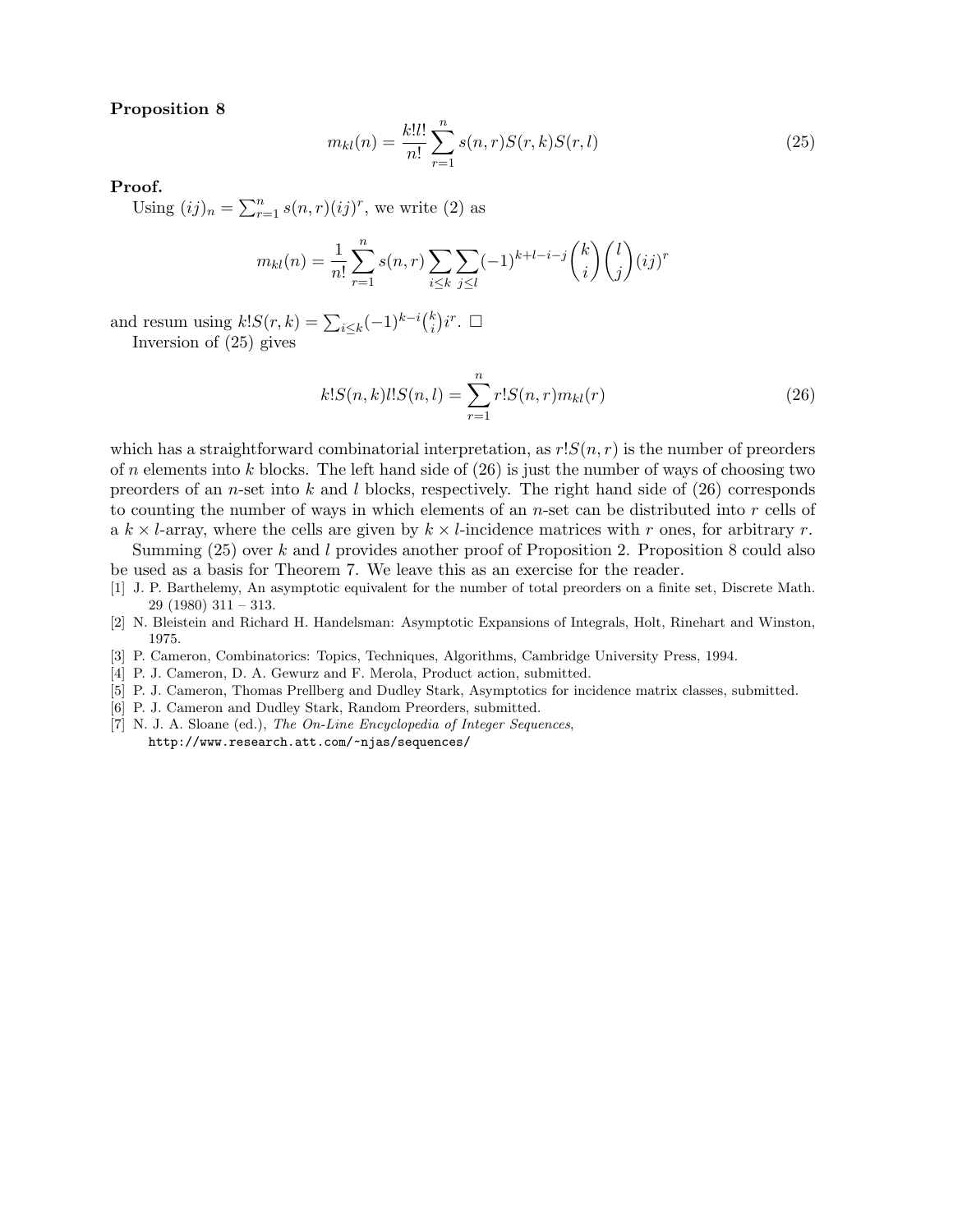**Proposition 8**

$$m_{kl}(n) = \frac{k!l!}{n!} \sum_{r=1}^{n} s(n,r) S(r,k) S(r,l) \tag{25}$$

**Proof.**

Using $(ij)_n = \sum_{r=1}^{n} s(n,r)(ij)^r$, we write (2) as

$$m_{kl}(n) = \frac{1}{n!} \sum_{r=1}^{n} s(n,r) \sum_{i \le k} \sum_{j \le l} (-1)^{k+l-i-j} \binom{k}{i} \binom{l}{j} (ij)^r$$

and resum using $k!S(r,k) = \sum_{i \le k} (-1)^{k-i} \binom{k}{i} i^r$. $\square$

Inversion of (25) gives

$$k!S(n,k) l!S(n,l) = \sum_{r=1}^{n} r!S(n,r) m_{kl}(r) \tag{26}$$

which has a straightforward combinatorial interpretation, as $r!S(n,r)$ is the number of preorders of $n$ elements into $k$ blocks. The left hand side of (26) is just the number of ways of choosing two preorders of an $n$-set into $k$ and $l$ blocks, respectively. The right hand side of (26) corresponds to counting the number of ways in which elements of an $n$-set can be distributed into $r$ cells of a $k \times l$-array, where the cells are given by $k \times l$-incidence matrices with $r$ ones, for arbitrary $r$.

Summing (25) over $k$ and $l$ provides another proof of Proposition 2. Proposition 8 could also be used as a basis for Theorem 7. We leave this as an exercise for the reader.

[1] J. P. Barthelemy, An asymptotic equivalent for the number of total preorders on a finite set, Discrete Math. 29 (1980) 311 – 313.

[2] N. Bleistein and Richard H. Handelsman: Asymptotic Expansions of Integrals, Holt, Rinehart and Winston, 1975.

[3] P. Cameron, Combinatorics: Topics, Techniques, Algorithms, Cambridge University Press, 1994.

[4] P. J. Cameron, D. A. Gewurz and F. Merola, Product action, submitted.

[5] P. J. Cameron, Thomas Prellberg and Dudley Stark, Asymptotics for incidence matrix classes, submitted.

[6] P. J. Cameron and Dudley Stark, Random Preorders, submitted.

[7] N. J. A. Sloane (ed.), *The On-Line Encyclopedia of Integer Sequences*, `http://www.research.att.com/~njas/sequences/`